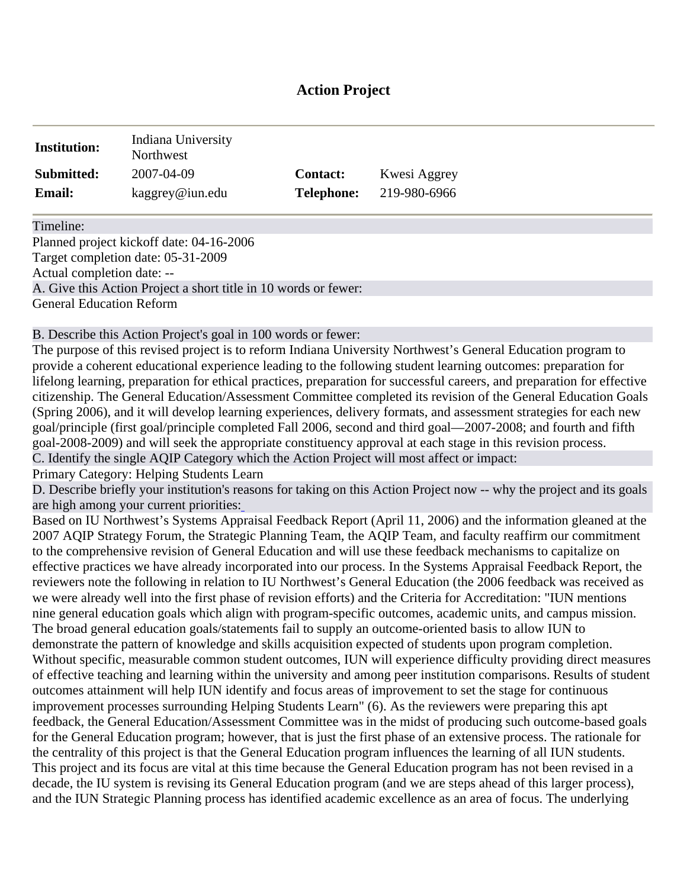# Action Project

| | | | |
|---|---|---|---|
| **Institution:** | Indiana University Northwest | | |
| **Submitted:** | 2007-04-09 | **Contact:** | Kwesi Aggrey |
| **Email:** | kaggrey@iun.edu | **Telephone:** | 219-980-6966 |

Timeline:

Planned project kickoff date: 04-16-2006

Target completion date: 05-31-2009

Actual completion date: --

A. Give this Action Project a short title in 10 words or fewer:

General Education Reform

B. Describe this Action Project's goal in 100 words or fewer:

The purpose of this revised project is to reform Indiana University Northwest's General Education program to provide a coherent educational experience leading to the following student learning outcomes: preparation for lifelong learning, preparation for ethical practices, preparation for successful careers, and preparation for effective citizenship. The General Education/Assessment Committee completed its revision of the General Education Goals (Spring 2006), and it will develop learning experiences, delivery formats, and assessment strategies for each new goal/principle (first goal/principle completed Fall 2006, second and third goal—2007-2008; and fourth and fifth goal-2008-2009) and will seek the appropriate constituency approval at each stage in this revision process.

C. Identify the single AQIP Category which the Action Project will most affect or impact:

Primary Category: Helping Students Learn

D. Describe briefly your institution's reasons for taking on this Action Project now -- why the project and its goals are high among your current priorities:

Based on IU Northwest's Systems Appraisal Feedback Report (April 11, 2006) and the information gleaned at the 2007 AQIP Strategy Forum, the Strategic Planning Team, the AQIP Team, and faculty reaffirm our commitment to the comprehensive revision of General Education and will use these feedback mechanisms to capitalize on effective practices we have already incorporated into our process. In the Systems Appraisal Feedback Report, the reviewers note the following in relation to IU Northwest's General Education (the 2006 feedback was received as we were already well into the first phase of revision efforts) and the Criteria for Accreditation: "IUN mentions nine general education goals which align with program-specific outcomes, academic units, and campus mission. The broad general education goals/statements fail to supply an outcome-oriented basis to allow IUN to demonstrate the pattern of knowledge and skills acquisition expected of students upon program completion. Without specific, measurable common student outcomes, IUN will experience difficulty providing direct measures of effective teaching and learning within the university and among peer institution comparisons. Results of student outcomes attainment will help IUN identify and focus areas of improvement to set the stage for continuous improvement processes surrounding Helping Students Learn" (6). As the reviewers were preparing this apt feedback, the General Education/Assessment Committee was in the midst of producing such outcome-based goals for the General Education program; however, that is just the first phase of an extensive process. The rationale for the centrality of this project is that the General Education program influences the learning of all IUN students. This project and its focus are vital at this time because the General Education program has not been revised in a decade, the IU system is revising its General Education program (and we are steps ahead of this larger process), and the IUN Strategic Planning process has identified academic excellence as an area of focus. The underlying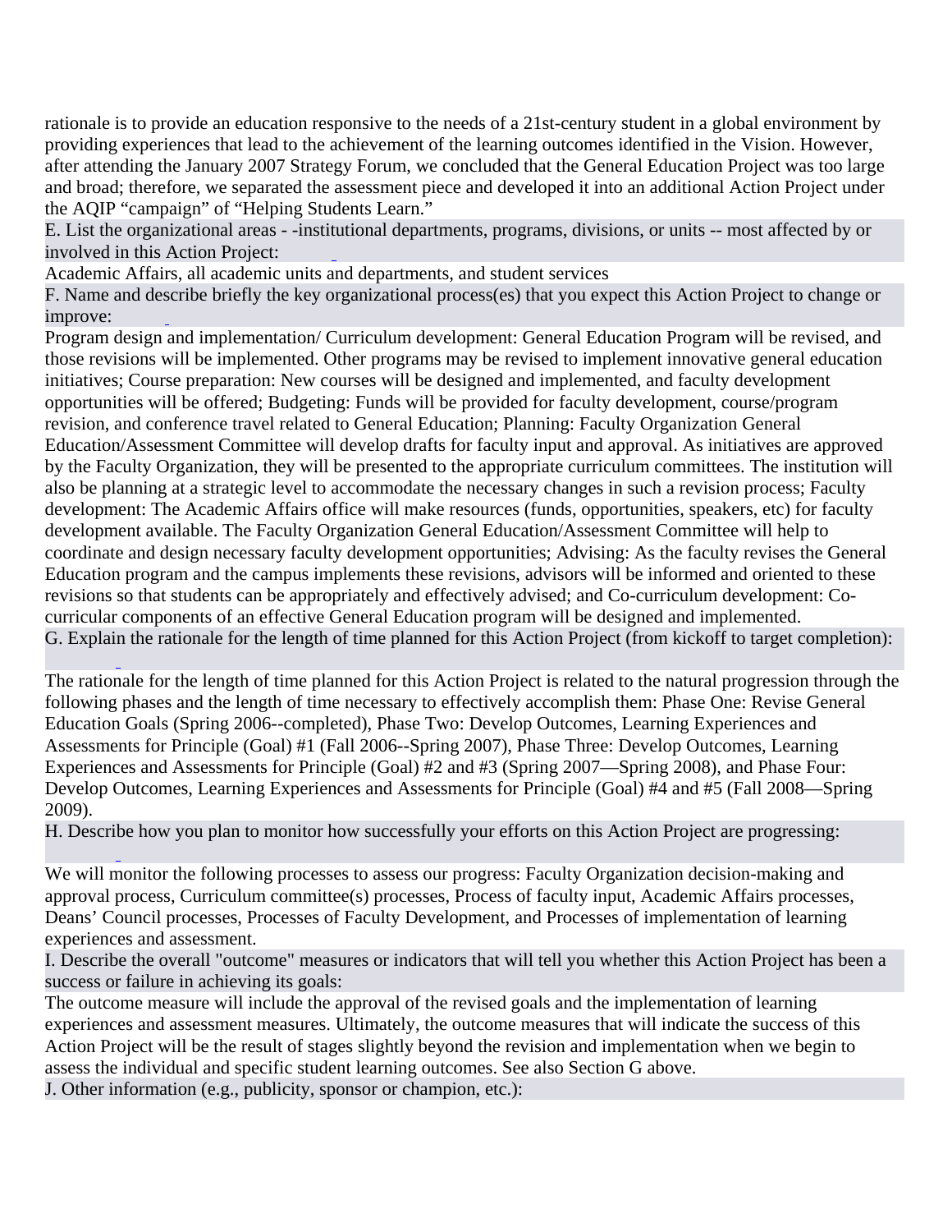rationale is to provide an education responsive to the needs of a 21st-century student in a global environment by providing experiences that lead to the achievement of the learning outcomes identified in the Vision. However, after attending the January 2007 Strategy Forum, we concluded that the General Education Project was too large and broad; therefore, we separated the assessment piece and developed it into an additional Action Project under the AQIP "campaign" of "Helping Students Learn."

E. List the organizational areas - -institutional departments, programs, divisions, or units -- most affected by or involved in this Action Project:

Academic Affairs, all academic units and departments, and student services

F. Name and describe briefly the key organizational process(es) that you expect this Action Project to change or improve:

Program design and implementation/ Curriculum development: General Education Program will be revised, and those revisions will be implemented. Other programs may be revised to implement innovative general education initiatives; Course preparation: New courses will be designed and implemented, and faculty development opportunities will be offered; Budgeting: Funds will be provided for faculty development, course/program revision, and conference travel related to General Education; Planning: Faculty Organization General Education/Assessment Committee will develop drafts for faculty input and approval. As initiatives are approved by the Faculty Organization, they will be presented to the appropriate curriculum committees. The institution will also be planning at a strategic level to accommodate the necessary changes in such a revision process; Faculty development: The Academic Affairs office will make resources (funds, opportunities, speakers, etc) for faculty development available. The Faculty Organization General Education/Assessment Committee will help to coordinate and design necessary faculty development opportunities; Advising: As the faculty revises the General Education program and the campus implements these revisions, advisors will be informed and oriented to these revisions so that students can be appropriately and effectively advised; and Co-curriculum development: Co-curricular components of an effective General Education program will be designed and implemented.

G. Explain the rationale for the length of time planned for this Action Project (from kickoff to target completion):

The rationale for the length of time planned for this Action Project is related to the natural progression through the following phases and the length of time necessary to effectively accomplish them: Phase One: Revise General Education Goals (Spring 2006--completed), Phase Two: Develop Outcomes, Learning Experiences and Assessments for Principle (Goal) #1 (Fall 2006--Spring 2007), Phase Three: Develop Outcomes, Learning Experiences and Assessments for Principle (Goal) #2 and #3 (Spring 2007—Spring 2008), and Phase Four: Develop Outcomes, Learning Experiences and Assessments for Principle (Goal) #4 and #5 (Fall 2008—Spring 2009).

H. Describe how you plan to monitor how successfully your efforts on this Action Project are progressing:

We will monitor the following processes to assess our progress: Faculty Organization decision-making and approval process, Curriculum committee(s) processes, Process of faculty input, Academic Affairs processes, Deans' Council processes, Processes of Faculty Development, and Processes of implementation of learning experiences and assessment.

I. Describe the overall "outcome" measures or indicators that will tell you whether this Action Project has been a success or failure in achieving its goals:

The outcome measure will include the approval of the revised goals and the implementation of learning experiences and assessment measures. Ultimately, the outcome measures that will indicate the success of this Action Project will be the result of stages slightly beyond the revision and implementation when we begin to assess the individual and specific student learning outcomes. See also Section G above.

J. Other information (e.g., publicity, sponsor or champion, etc.):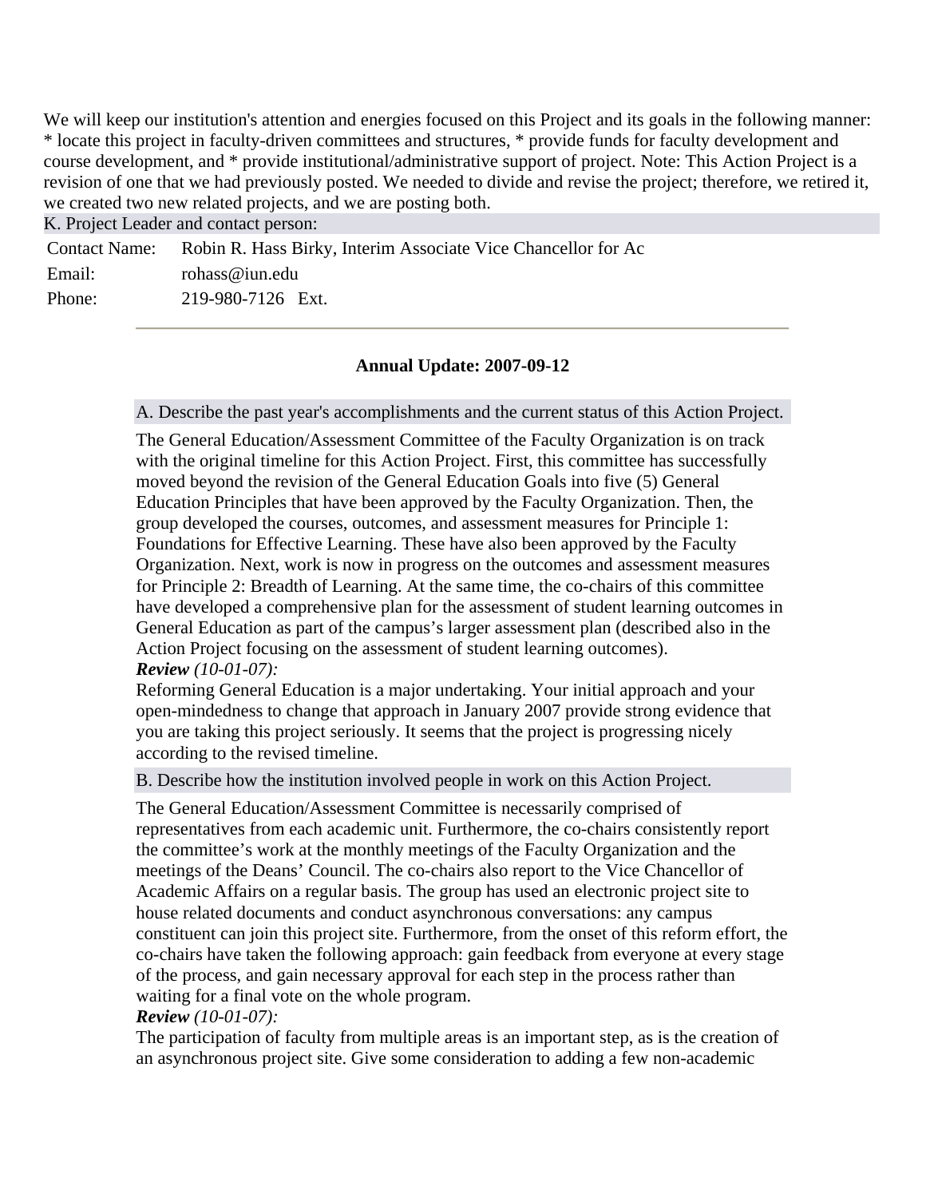We will keep our institution's attention and energies focused on this Project and its goals in the following manner: * locate this project in faculty-driven committees and structures, * provide funds for faculty development and course development, and * provide institutional/administrative support of project. Note: This Action Project is a revision of one that we had previously posted. We needed to divide and revise the project; therefore, we retired it, we created two new related projects, and we are posting both.

K. Project Leader and contact person:

| | |
|---|---|
| Contact Name: | Robin R. Hass Birky, Interim Associate Vice Chancellor for Ac |
| Email: | rohass@iun.edu |
| Phone: | 219-980-7126 Ext. |

---

**Annual Update: 2007-09-12**

A. Describe the past year's accomplishments and the current status of this Action Project.

The General Education/Assessment Committee of the Faculty Organization is on track with the original timeline for this Action Project. First, this committee has successfully moved beyond the revision of the General Education Goals into five (5) General Education Principles that have been approved by the Faculty Organization. Then, the group developed the courses, outcomes, and assessment measures for Principle 1: Foundations for Effective Learning. These have also been approved by the Faculty Organization. Next, work is now in progress on the outcomes and assessment measures for Principle 2: Breadth of Learning. At the same time, the co-chairs of this committee have developed a comprehensive plan for the assessment of student learning outcomes in General Education as part of the campus's larger assessment plan (described also in the Action Project focusing on the assessment of student learning outcomes).

***Review*** *(10-01-07):*

Reforming General Education is a major undertaking. Your initial approach and your open-mindedness to change that approach in January 2007 provide strong evidence that you are taking this project seriously. It seems that the project is progressing nicely according to the revised timeline.

B. Describe how the institution involved people in work on this Action Project.

The General Education/Assessment Committee is necessarily comprised of representatives from each academic unit. Furthermore, the co-chairs consistently report the committee's work at the monthly meetings of the Faculty Organization and the meetings of the Deans' Council. The co-chairs also report to the Vice Chancellor of Academic Affairs on a regular basis. The group has used an electronic project site to house related documents and conduct asynchronous conversations: any campus constituent can join this project site. Furthermore, from the onset of this reform effort, the co-chairs have taken the following approach: gain feedback from everyone at every stage of the process, and gain necessary approval for each step in the process rather than waiting for a final vote on the whole program.

***Review*** *(10-01-07):*

The participation of faculty from multiple areas is an important step, as is the creation of an asynchronous project site. Give some consideration to adding a few non-academic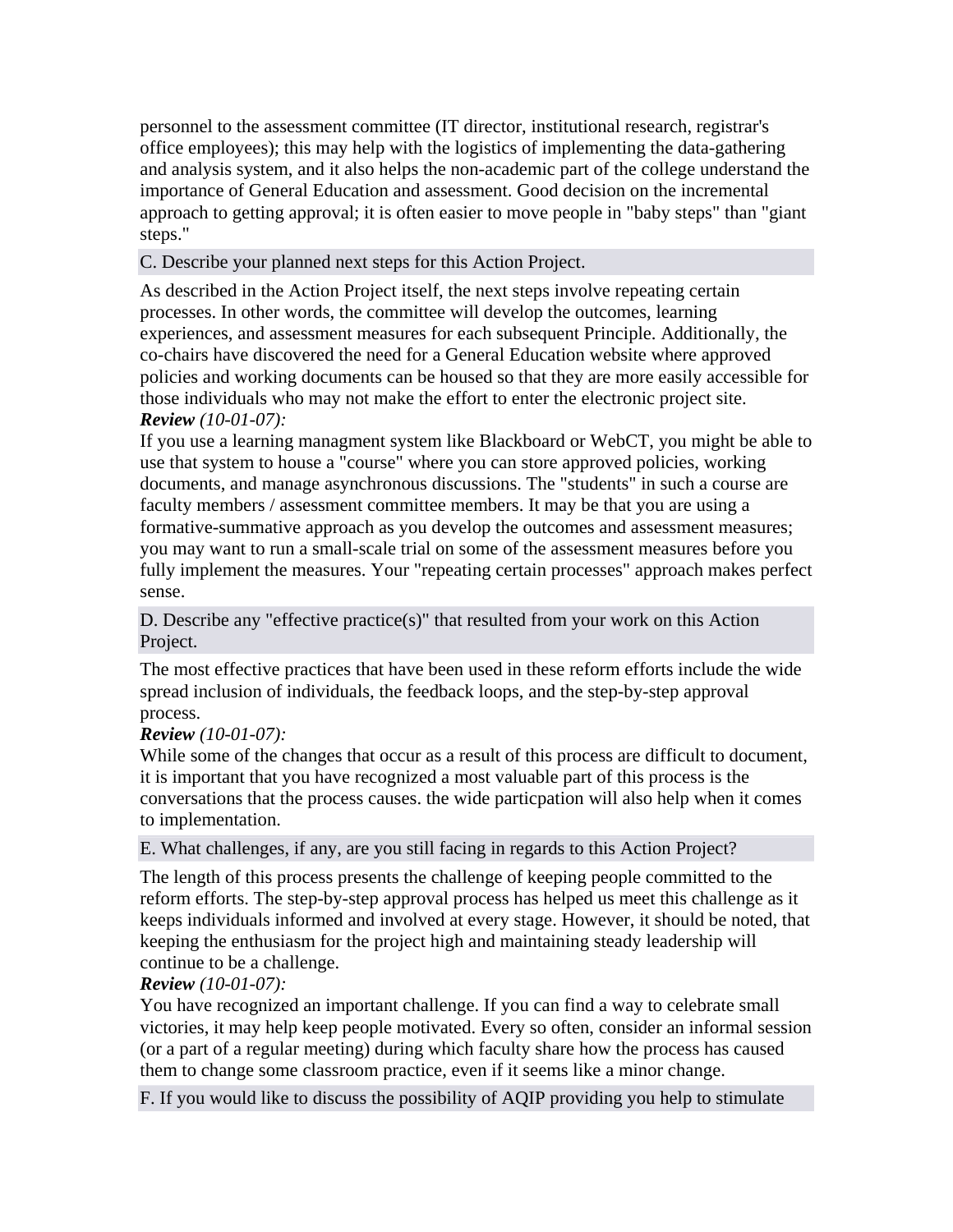personnel to the assessment committee (IT director, institutional research, registrar's office employees); this may help with the logistics of implementing the data-gathering and analysis system, and it also helps the non-academic part of the college understand the importance of General Education and assessment. Good decision on the incremental approach to getting approval; it is often easier to move people in "baby steps" than "giant steps."

### C. Describe your planned next steps for this Action Project.

As described in the Action Project itself, the next steps involve repeating certain processes. In other words, the committee will develop the outcomes, learning experiences, and assessment measures for each subsequent Principle. Additionally, the co-chairs have discovered the need for a General Education website where approved policies and working documents can be housed so that they are more easily accessible for those individuals who may not make the effort to enter the electronic project site.

***Review*** *(10-01-07):*
If you use a learning managment system like Blackboard or WebCT, you might be able to use that system to house a "course" where you can store approved policies, working documents, and manage asynchronous discussions. The "students" in such a course are faculty members / assessment committee members. It may be that you are using a formative-summative approach as you develop the outcomes and assessment measures; you may want to run a small-scale trial on some of the assessment measures before you fully implement the measures. Your "repeating certain processes" approach makes perfect sense.

### D. Describe any "effective practice(s)" that resulted from your work on this Action Project.

The most effective practices that have been used in these reform efforts include the wide spread inclusion of individuals, the feedback loops, and the step-by-step approval process.

***Review*** *(10-01-07):*
While some of the changes that occur as a result of this process are difficult to document, it is important that you have recognized a most valuable part of this process is the conversations that the process causes. the wide particpation will also help when it comes to implementation.

### E. What challenges, if any, are you still facing in regards to this Action Project?

The length of this process presents the challenge of keeping people committed to the reform efforts. The step-by-step approval process has helped us meet this challenge as it keeps individuals informed and involved at every stage. However, it should be noted, that keeping the enthusiasm for the project high and maintaining steady leadership will continue to be a challenge.

***Review*** *(10-01-07):*
You have recognized an important challenge. If you can find a way to celebrate small victories, it may help keep people motivated. Every so often, consider an informal session (or a part of a regular meeting) during which faculty share how the process has caused them to change some classroom practice, even if it seems like a minor change.

### F. If you would like to discuss the possibility of AQIP providing you help to stimulate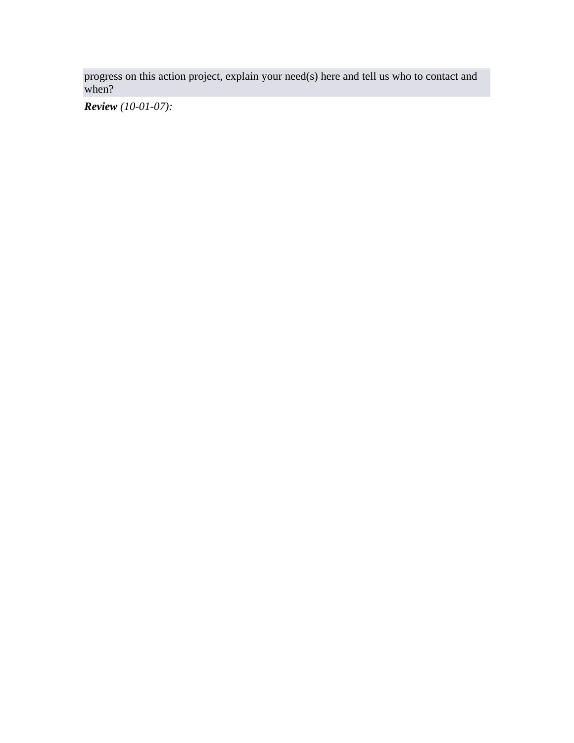progress on this action project, explain your need(s) here and tell us who to contact and when?

***Review*** *(10-01-07):*